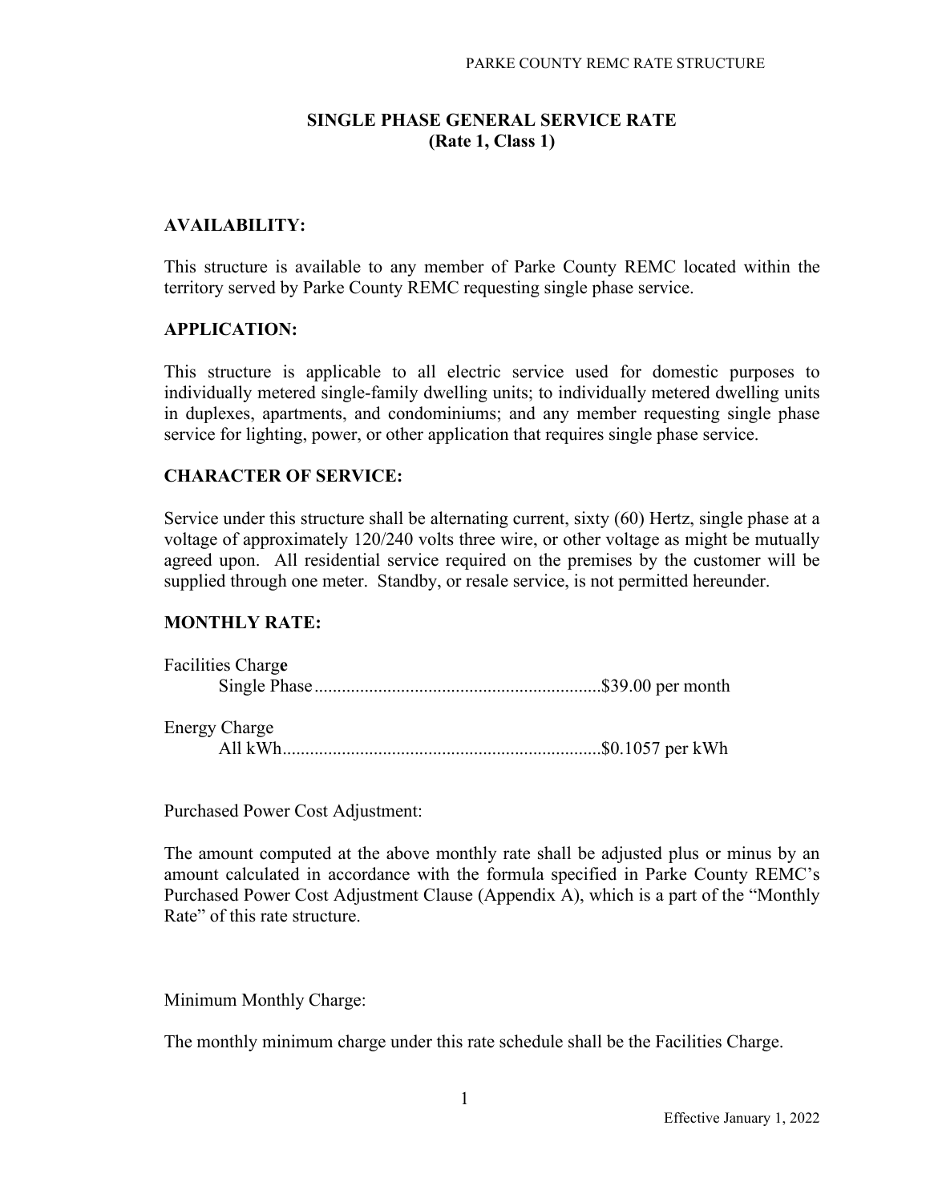## SINGLE PHASE GENERAL SERVICE RATE
## (Rate 1, Class 1)

### AVAILABILITY:

This structure is available to any member of Parke County REMC located within the territory served by Parke County REMC requesting single phase service.

### APPLICATION:

This structure is applicable to all electric service used for domestic purposes to individually metered single-family dwelling units; to individually metered dwelling units in duplexes, apartments, and condominiums; and any member requesting single phase service for lighting, power, or other application that requires single phase service.

### CHARACTER OF SERVICE:

Service under this structure shall be alternating current, sixty (60) Hertz, single phase at a voltage of approximately 120/240 volts three wire, or other voltage as might be mutually agreed upon. All residential service required on the premises by the customer will be supplied through one meter. Standby, or resale service, is not permitted hereunder.

### MONTHLY RATE:

Facilities Charge
Single Phase..............................................................$39.00 per month

Energy Charge
All kWh.....................................................................$0.1057 per kWh

Purchased Power Cost Adjustment:

The amount computed at the above monthly rate shall be adjusted plus or minus by an amount calculated in accordance with the formula specified in Parke County REMC's Purchased Power Cost Adjustment Clause (Appendix A), which is a part of the "Monthly Rate" of this rate structure.

Minimum Monthly Charge:

The monthly minimum charge under this rate schedule shall be the Facilities Charge.

Effective January 1, 2022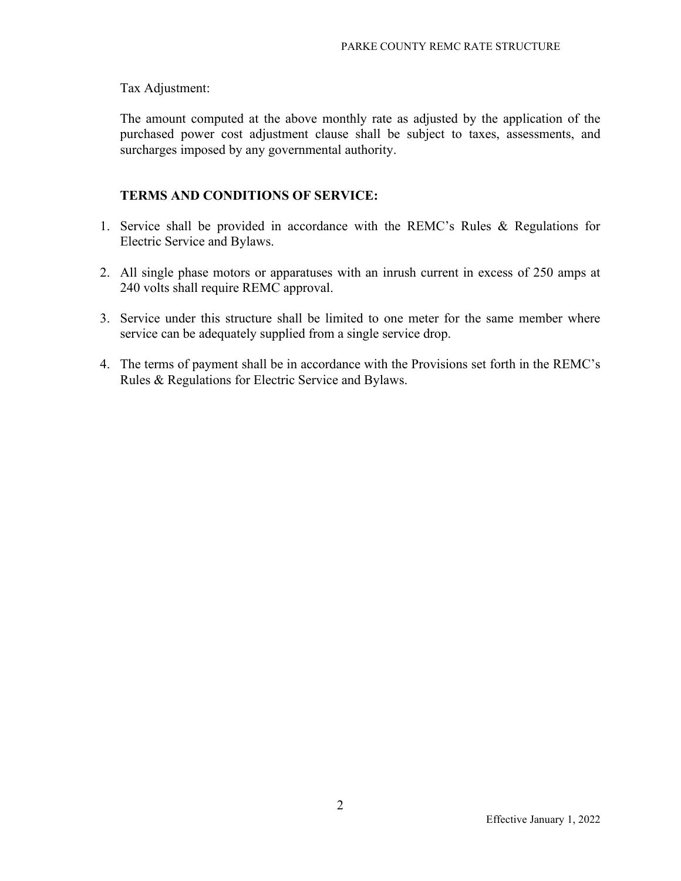Tax Adjustment:

The amount computed at the above monthly rate as adjusted by the application of the purchased power cost adjustment clause shall be subject to taxes, assessments, and surcharges imposed by any governmental authority.

**TERMS AND CONDITIONS OF SERVICE:**

1. Service shall be provided in accordance with the REMC's Rules & Regulations for Electric Service and Bylaws.

2. All single phase motors or apparatuses with an inrush current in excess of 250 amps at 240 volts shall require REMC approval.

3. Service under this structure shall be limited to one meter for the same member where service can be adequately supplied from a single service drop.

4. The terms of payment shall be in accordance with the Provisions set forth in the REMC's Rules & Regulations for Electric Service and Bylaws.

Effective January 1, 2022